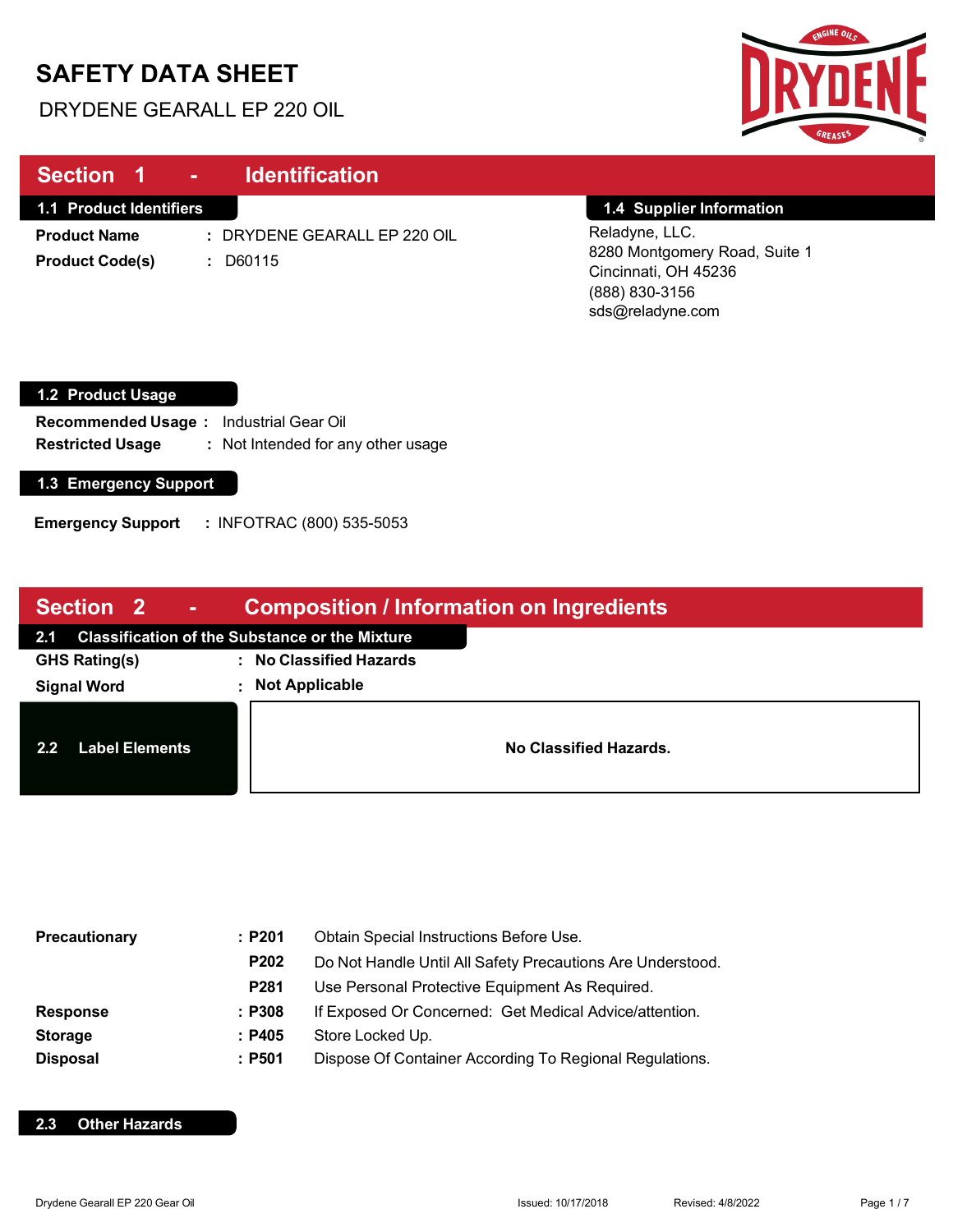# SAFETY DATA SHEET

DRYDENE GEARALL EP 220 OIL

## Section 1 - Identification

### 1.1 Product Identifiers

**Product Name** : DRYDENE GEARALL EP 220 OIL

**Product Code(s)** : D60115

### 1.4 Supplier Information

Reladyne, LLC.
8280 Montgomery Road, Suite 1
Cincinnati, OH 45236
(888) 830-3156
sds@reladyne.com

### 1.2 Product Usage

**Recommended Usage** : Industrial Gear Oil

**Restricted Usage** : Not Intended for any other usage

### 1.3 Emergency Support

**Emergency Support** : INFOTRAC (800) 535-5053

## Section 2 - Composition / Information on Ingredients

### 2.1 Classification of the Substance or the Mixture

**GHS Rating(s)** : **No Classified Hazards**

**Signal Word** : **Not Applicable**

### 2.2 Label Elements

**No Classified Hazards.**

| | | |
|---|---|---|
| **Precautionary** | **: P201** | Obtain Special Instructions Before Use. |
| | **P202** | Do Not Handle Until All Safety Precautions Are Understood. |
| | **P281** | Use Personal Protective Equipment As Required. |
| **Response** | **: P308** | If Exposed Or Concerned: Get Medical Advice/attention. |
| **Storage** | **: P405** | Store Locked Up. |
| **Disposal** | **: P501** | Dispose Of Container According To Regional Regulations. |

### 2.3 Other Hazards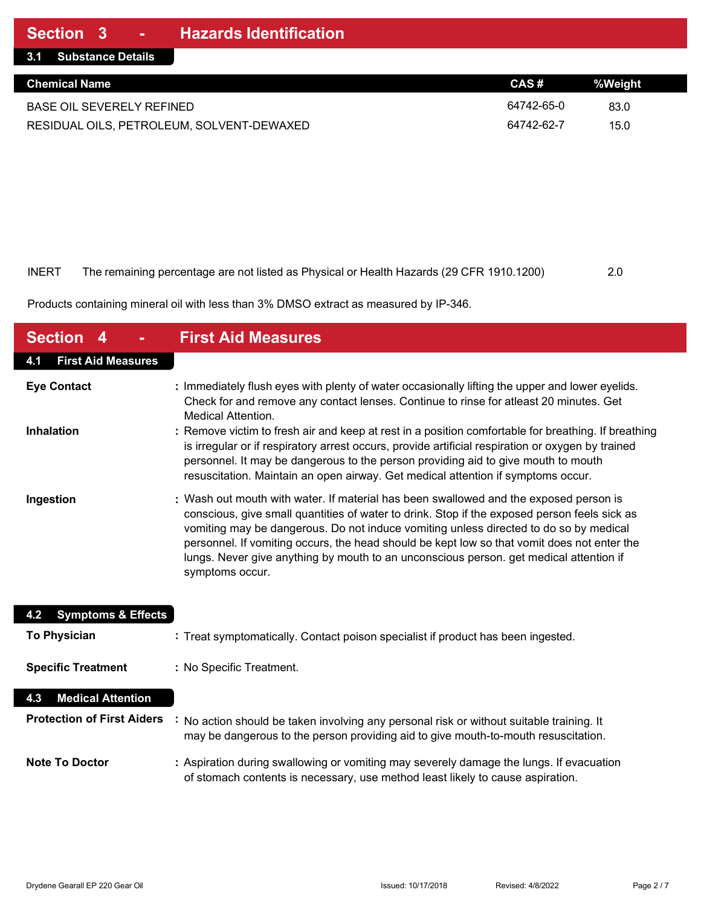## Section 3 - Hazards Identification

### 3.1 Substance Details

| Chemical Name | CAS # | %Weight |
|---|---|---|
| BASE OIL SEVERELY REFINED | 64742-65-0 | 83.0 |
| RESIDUAL OILS, PETROLEUM, SOLVENT-DEWAXED | 64742-62-7 | 15.0 |

INERT The remaining percentage are not listed as Physical or Health Hazards (29 CFR 1910.1200) 2.0

Products containing mineral oil with less than 3% DMSO extract as measured by IP-346.

## Section 4 - First Aid Measures

### 4.1 First Aid Measures

**Eye Contact** : Immediately flush eyes with plenty of water occasionally lifting the upper and lower eyelids. Check for and remove any contact lenses. Continue to rinse for atleast 20 minutes. Get Medical Attention.

**Inhalation** : Remove victim to fresh air and keep at rest in a position comfortable for breathing. If breathing is irregular or if respiratory arrest occurs, provide artificial respiration or oxygen by trained personnel. It may be dangerous to the person providing aid to give mouth to mouth resuscitation. Maintain an open airway. Get medical attention if symptoms occur.

**Ingestion** : Wash out mouth with water. If material has been swallowed and the exposed person is conscious, give small quantities of water to drink. Stop if the exposed person feels sick as vomiting may be dangerous. Do not induce vomiting unless directed to do so by medical personnel. If vomiting occurs, the head should be kept low so that vomit does not enter the lungs. Never give anything by mouth to an unconscious person. get medical attention if symptoms occur.

### 4.2 Symptoms & Effects

**To Physician** : Treat symptomatically. Contact poison specialist if product has been ingested.

**Specific Treatment** : No Specific Treatment.

### 4.3 Medical Attention

**Protection of First Aiders** : No action should be taken involving any personal risk or without suitable training. It may be dangerous to the person providing aid to give mouth-to-mouth resuscitation.

**Note To Doctor** : Aspiration during swallowing or vomiting may severely damage the lungs. If evacuation of stomach contents is necessary, use method least likely to cause aspiration.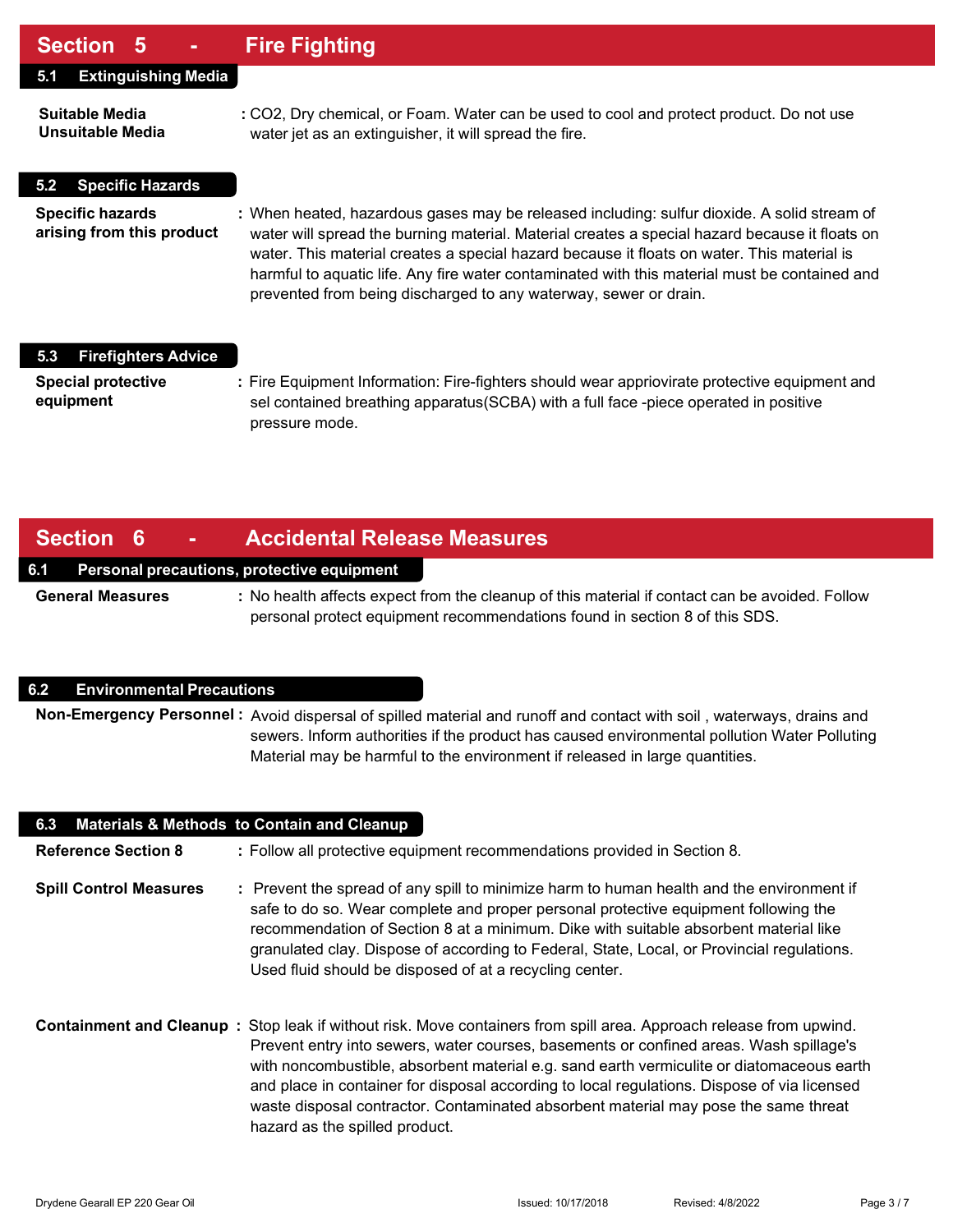## Section 5 - Fire Fighting

### 5.1 Extinguishing Media

**Suitable Media**
**Unsuitable Media**
: $CO_2$, Dry chemical, or Foam. Water can be used to cool and protect product. Do not use water jet as an extinguisher, it will spread the fire.

### 5.2 Specific Hazards

**Specific hazards arising from this product** : When heated, hazardous gases may be released including: sulfur dioxide. A solid stream of water will spread the burning material. Material creates a special hazard because it floats on water. This material creates a special hazard because it floats on water. This material is harmful to aquatic life. Any fire water contaminated with this material must be contained and prevented from being discharged to any waterway, sewer or drain.

### 5.3 Firefighters Advice

**Special protective equipment** : Fire Equipment Information: Fire-fighters should wear appriovirate protective equipment and sel contained breathing apparatus(SCBA) with a full face -piece operated in positive pressure mode.

## Section 6 - Accidental Release Measures

### 6.1 Personal precautions, protective equipment

**General Measures** : No health affects expect from the cleanup of this material if contact can be avoided. Follow personal protect equipment recommendations found in section 8 of this SDS.

### 6.2 Environmental Precautions

**Non-Emergency Personnel** : Avoid dispersal of spilled material and runoff and contact with soil , waterways, drains and sewers. Inform authorities if the product has caused environmental pollution Water Polluting Material may be harmful to the environment if released in large quantities.

### 6.3 Materials & Methods to Contain and Cleanup

**Reference Section 8** : Follow all protective equipment recommendations provided in Section 8.

**Spill Control Measures** : Prevent the spread of any spill to minimize harm to human health and the environment if safe to do so. Wear complete and proper personal protective equipment following the recommendation of Section 8 at a minimum. Dike with suitable absorbent material like granulated clay. Dispose of according to Federal, State, Local, or Provincial regulations. Used fluid should be disposed of at a recycling center.

**Containment and Cleanup** : Stop leak if without risk. Move containers from spill area. Approach release from upwind. Prevent entry into sewers, water courses, basements or confined areas. Wash spillage's with noncombustible, absorbent material e.g. sand earth vermiculite or diatomaceous earth and place in container for disposal according to local regulations. Dispose of via licensed waste disposal contractor. Contaminated absorbent material may pose the same threat hazard as the spilled product.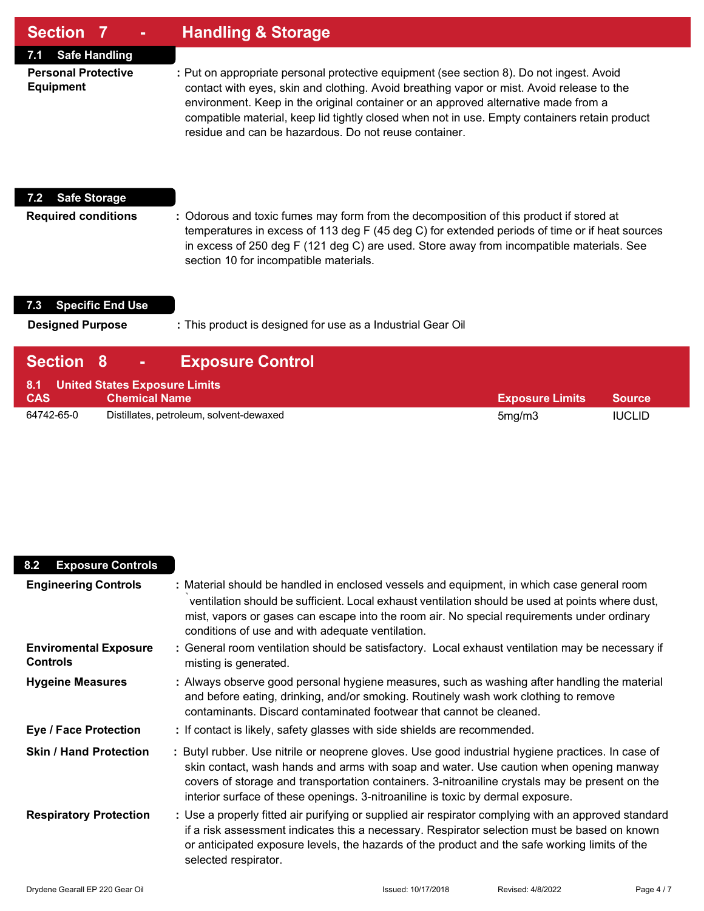## Section 7 - Handling & Storage

### 7.1 Safe Handling

**Personal Protective Equipment** : Put on appropriate personal protective equipment (see section 8). Do not ingest. Avoid contact with eyes, skin and clothing. Avoid breathing vapor or mist. Avoid release to the environment. Keep in the original container or an approved alternative made from a compatible material, keep lid tightly closed when not in use. Empty containers retain product residue and can be hazardous. Do not reuse container.

### 7.2 Safe Storage

**Required conditions** : Odorous and toxic fumes may form from the decomposition of this product if stored at temperatures in excess of 113 deg F (45 deg C) for extended periods of time or if heat sources in excess of 250 deg F (121 deg C) are used. Store away from incompatible materials. See section 10 for incompatible materials.

### 7.3 Specific End Use

**Designed Purpose** : This product is designed for use as a Industrial Gear Oil

## Section 8 - Exposure Control

### 8.1 United States Exposure Limits

| CAS | Chemical Name | Exposure Limits | Source |
|---|---|---|---|
| 64742-65-0 | Distillates, petroleum, solvent-dewaxed | 5mg/m3 | IUCLID |

### 8.2 Exposure Controls

**Engineering Controls** : Material should be handled in enclosed vessels and equipment, in which case general room `ventilation should be sufficient. Local exhaust ventilation should be used at points where dust, mist, vapors or gases can escape into the room air. No special requirements under ordinary conditions of use and with adequate ventilation.

**Enviromental Exposure Controls** : General room ventilation should be satisfactory. Local exhaust ventilation may be necessary if misting is generated.

**Hygeine Measures** : Always observe good personal hygiene measures, such as washing after handling the material and before eating, drinking, and/or smoking. Routinely wash work clothing to remove contaminants. Discard contaminated footwear that cannot be cleaned.

**Eye / Face Protection** : If contact is likely, safety glasses with side shields are recommended.

**Skin / Hand Protection** : Butyl rubber. Use nitrile or neoprene gloves. Use good industrial hygiene practices. In case of skin contact, wash hands and arms with soap and water. Use caution when opening manway covers of storage and transportation containers. 3-nitroaniline crystals may be present on the interior surface of these openings. 3-nitroaniline is toxic by dermal exposure.

**Respiratory Protection** : Use a properly fitted air purifying or supplied air respirator complying with an approved standard if a risk assessment indicates this a necessary. Respirator selection must be based on known or anticipated exposure levels, the hazards of the product and the safe working limits of the selected respirator.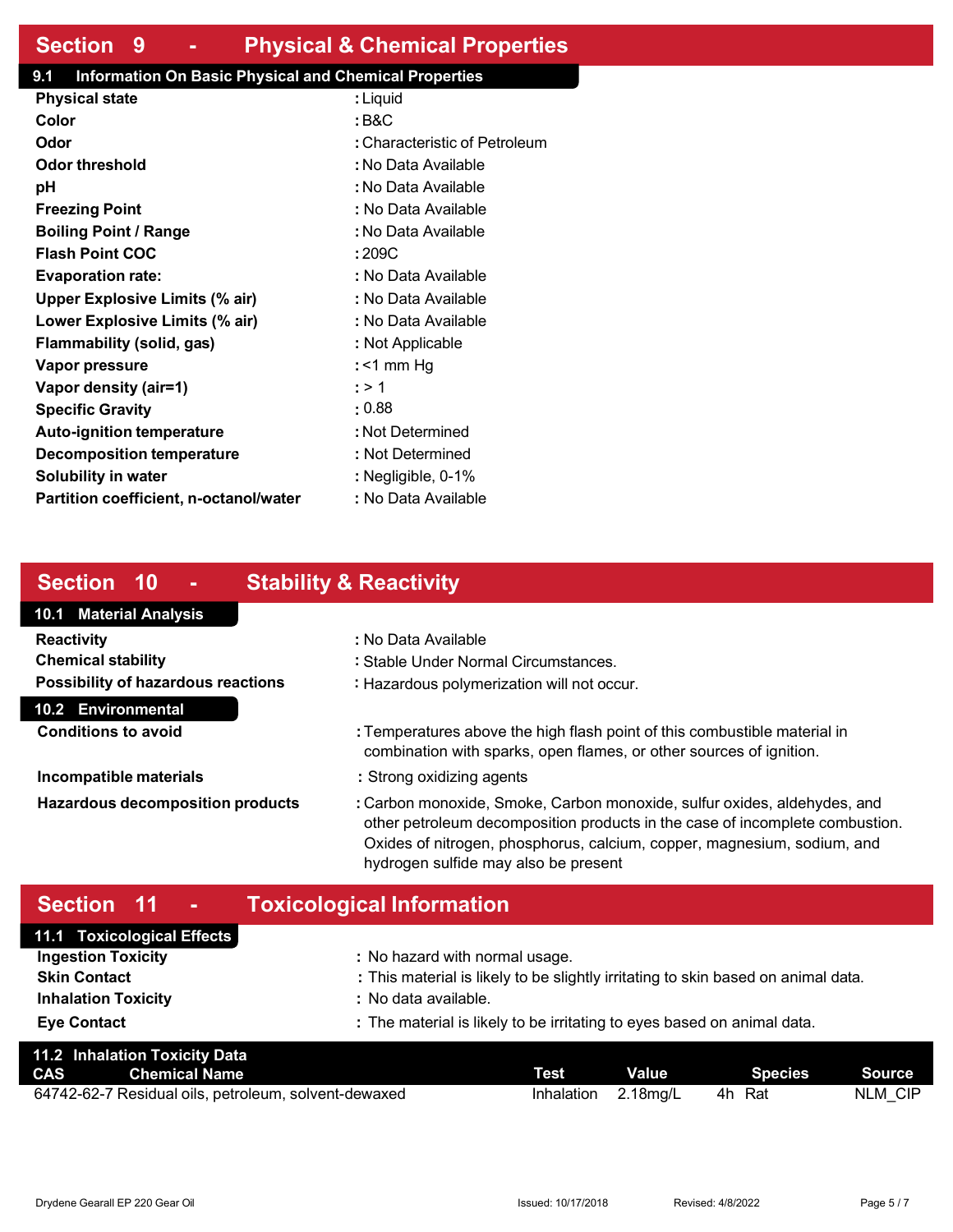## Section 9 - Physical & Chemical Properties

### 9.1 Information On Basic Physical and Chemical Properties

| | |
|---|---|
| **Physical state** | : Liquid |
| **Color** | : B&C |
| **Odor** | : Characteristic of Petroleum |
| **Odor threshold** | : No Data Available |
| **pH** | : No Data Available |
| **Freezing Point** | : No Data Available |
| **Boiling Point / Range** | : No Data Available |
| **Flash Point COC** | : 209C |
| **Evaporation rate:** | : No Data Available |
| **Upper Explosive Limits (% air)** | : No Data Available |
| **Lower Explosive Limits (% air)** | : No Data Available |
| **Flammability (solid, gas)** | : Not Applicable |
| **Vapor pressure** | : <1 mm Hg |
| **Vapor density (air=1)** | : > 1 |
| **Specific Gravity** | : 0.88 |
| **Auto-ignition temperature** | : Not Determined |
| **Decomposition temperature** | : Not Determined |
| **Solubility in water** | : Negligible, 0-1% |
| **Partition coefficient, n-octanol/water** | : No Data Available |

## Section 10 - Stability & Reactivity

### 10.1 Material Analysis

| | |
|---|---|
| **Reactivity** | : No Data Available |
| **Chemical stability** | : Stable Under Normal Circumstances. |
| **Possibility of hazardous reactions** | : Hazardous polymerization will not occur. |

### 10.2 Environmental

| | |
|---|---|
| **Conditions to avoid** | : Temperatures above the high flash point of this combustible material in combination with sparks, open flames, or other sources of ignition. |
| **Incompatible materials** | : Strong oxidizing agents |
| **Hazardous decomposition products** | : Carbon monoxide, Smoke, Carbon monoxide, sulfur oxides, aldehydes, and other petroleum decomposition products in the case of incomplete combustion. Oxides of nitrogen, phosphorus, calcium, copper, magnesium, sodium, and hydrogen sulfide may also be present |

## Section 11 - Toxicological Information

### 11.1 Toxicological Effects

| | |
|---|---|
| **Ingestion Toxicity** | : No hazard with normal usage. |
| **Skin Contact** | : This material is likely to be slightly irritating to skin based on animal data. |
| **Inhalation Toxicity** | : No data available. |
| **Eye Contact** | : The material is likely to be irritating to eyes based on animal data. |

### 11.2 Inhalation Toxicity Data

| CAS | Chemical Name | Test | Value | Species | Source |
|---|---|---|---|---|---|
| 64742-62-7 | Residual oils, petroleum, solvent-dewaxed | Inhalation | 2.18mg/L | 4h Rat | NLM_CIP |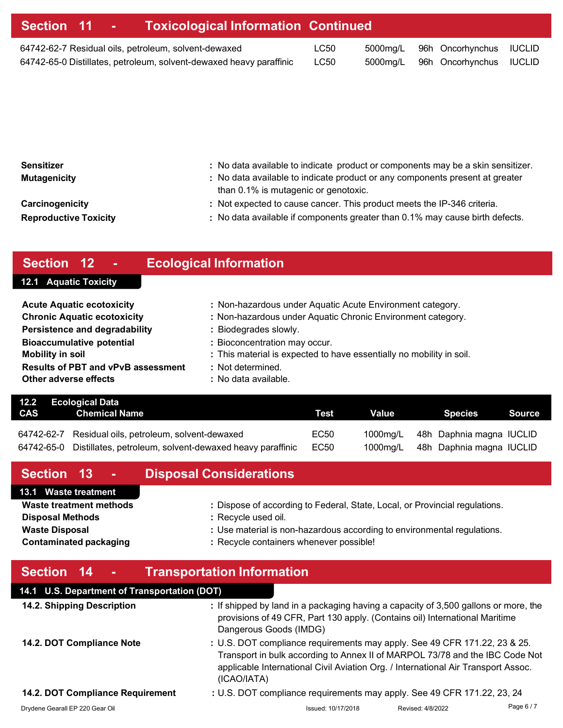## Section 11 - Toxicological Information Continued

| CAS / Chemical Name | Test | Value | | Species | Source |
|---|---|---|---|---|---|
| 64742-62-7 Residual oils, petroleum, solvent-dewaxed | LC50 | 5000mg/L | 96h | Oncorhynchus | IUCLID |
| 64742-65-0 Distillates, petroleum, solvent-dewaxed heavy paraffinic | LC50 | 5000mg/L | 96h | Oncorhynchus | IUCLID |

**Sensitizer** : No data available to indicate product or components may be a skin sensitizer.

**Mutagenicity** : No data available to indicate product or any components present at greater than 0.1% is mutagenic or genotoxic.

**Carcinogenicity** : Not expected to cause cancer. This product meets the IP-346 criteria.

**Reproductive Toxicity** : No data available if components greater than 0.1% may cause birth defects.

## Section 12 - Ecological Information

### 12.1 Aquatic Toxicity

**Acute Aquatic ecotoxicity** : Non-hazardous under Aquatic Acute Environment category.

**Chronic Aquatic ecotoxicity** : Non-hazardous under Aquatic Chronic Environment category.

**Persistence and degradability** : Biodegrades slowly.

**Bioaccumulative potential** : Bioconcentration may occur.

**Mobility in soil** : This material is expected to have essentially no mobility in soil.

**Results of PBT and vPvB assessment** : Not determined.

**Other adverse effects** : No data available.

### 12.2 Ecological Data

| CAS | Chemical Name | Test | Value | | Species | Source |
|---|---|---|---|---|---|---|
| 64742-62-7 | Residual oils, petroleum, solvent-dewaxed | EC50 | 1000mg/L | 48h | Daphnia magna | IUCLID |
| 64742-65-0 | Distillates, petroleum, solvent-dewaxed heavy paraffinic | EC50 | 1000mg/L | 48h | Daphnia magna | IUCLID |

## Section 13 - Disposal Considerations

### 13.1 Waste treatment

**Waste treatment methods** : Dispose of according to Federal, State, Local, or Provincial regulations.

**Disposal Methods** : Recycle used oil.

**Waste Disposal** : Use material is non-hazardous according to environmental regulations.

**Contaminated packaging** : Recycle containers whenever possible!

## Section 14 - Transportation Information

### 14.1 U.S. Department of Transportation (DOT)

**14.2. Shipping Description** : If shipped by land in a packaging having a capacity of 3,500 gallons or more, the provisions of 49 CFR, Part 130 apply. (Contains oil) International Maritime Dangerous Goods (IMDG)

**14.2. DOT Compliance Note** : U.S. DOT compliance requirements may apply. See 49 CFR 171.22, 23 & 25. Transport in bulk according to Annex II of MARPOL 73/78 and the IBC Code Not applicable International Civil Aviation Org. / International Air Transport Assoc. (ICAO/IATA)

**14.2. DOT Compliance Requirement** : U.S. DOT compliance requirements may apply. See 49 CFR 171.22, 23, 24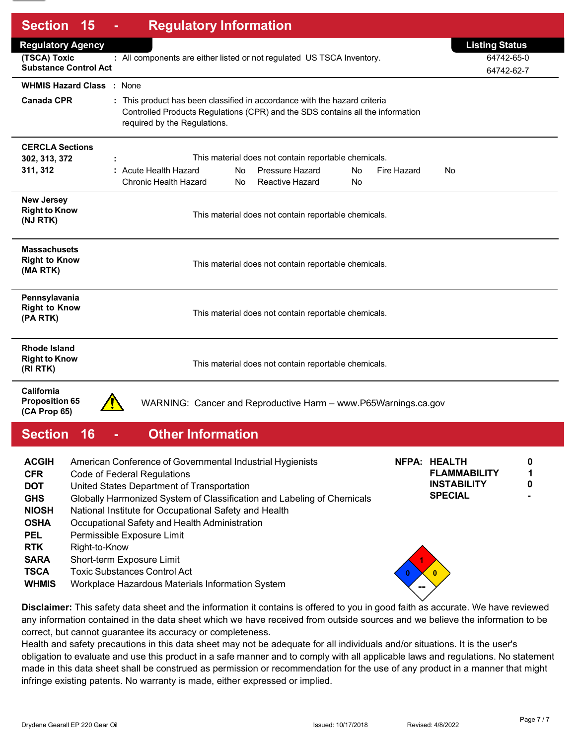## Section 15 - Regulatory Information

| Regulatory Agency | | Listing Status |
|---|---|---|
| **(TSCA) Toxic Substance Control Act** | : All components are either listed or not regulated US TSCA Inventory. | 64742-65-0<br>64742-62-7 |

**WHMIS Hazard Class** : None

**Canada CPR** : This product has been classified in accordance with the hazard criteria Controlled Products Regulations (CPR) and the SDS contains all the information required by the Regulations.

**CERCLA Sections**

**302, 313, 372** : This material does not contain reportable chemicals.

**311, 312** :

| | | | | | |
|---|---|---|---|---|---|
| Acute Health Hazard | No | Pressure Hazard | No | Fire Hazard | No |
| Chronic Health Hazard | No | Reactive Hazard | No | | |

**New Jersey Right to Know (NJ RTK)** — This material does not contain reportable chemicals.

**Massachusets Right to Know (MA RTK)** — This material does not contain reportable chemicals.

**Pennsylavania Right to Know (PA RTK)** — This material does not contain reportable chemicals.

**Rhode Island Right to Know (RI RTK)** — This material does not contain reportable chemicals.

**California Proposition 65 (CA Prop 65)** — WARNING: Cancer and Reproductive Harm – www.P65Warnings.ca.gov

## Section 16 - Other Information

| | |
|---|---|
| **ACGIH** | American Conference of Governmental Industrial Hygienists |
| **CFR** | Code of Federal Regulations |
| **DOT** | United States Department of Transportation |
| **GHS** | Globally Harmonized System of Classification and Labeling of Chemicals |
| **NIOSH** | National Institute for Occupational Safety and Health |
| **OSHA** | Occupational Safety and Health Administration |
| **PEL** | Permissible Exposure Limit |
| **RTK** | Right-to-Know |
| **SARA** | Short-term Exposure Limit |
| **TSCA** | Toxic Substances Control Act |
| **WHMIS** | Workplace Hazardous Materials Information System |

**NFPA:**

| | |
|---|---|
| **HEALTH** | 0 |
| **FLAMMABILITY** | 1 |
| **INSTABILITY** | 0 |
| **SPECIAL** | - |

**Disclaimer:** This safety data sheet and the information it contains is offered to you in good faith as accurate. We have reviewed any information contained in the data sheet which we have received from outside sources and we believe the information to be correct, but cannot guarantee its accuracy or completeness.
Health and safety precautions in this data sheet may not be adequate for all individuals and/or situations. It is the user's obligation to evaluate and use this product in a safe manner and to comply with all applicable laws and regulations. No statement made in this data sheet shall be construed as permission or recommendation for the use of any product in a manner that might infringe existing patents. No warranty is made, either expressed or implied.

Drydene Gearall EP 220 Gear Oil    Issued: 10/17/2018    Revised: 4/8/2022